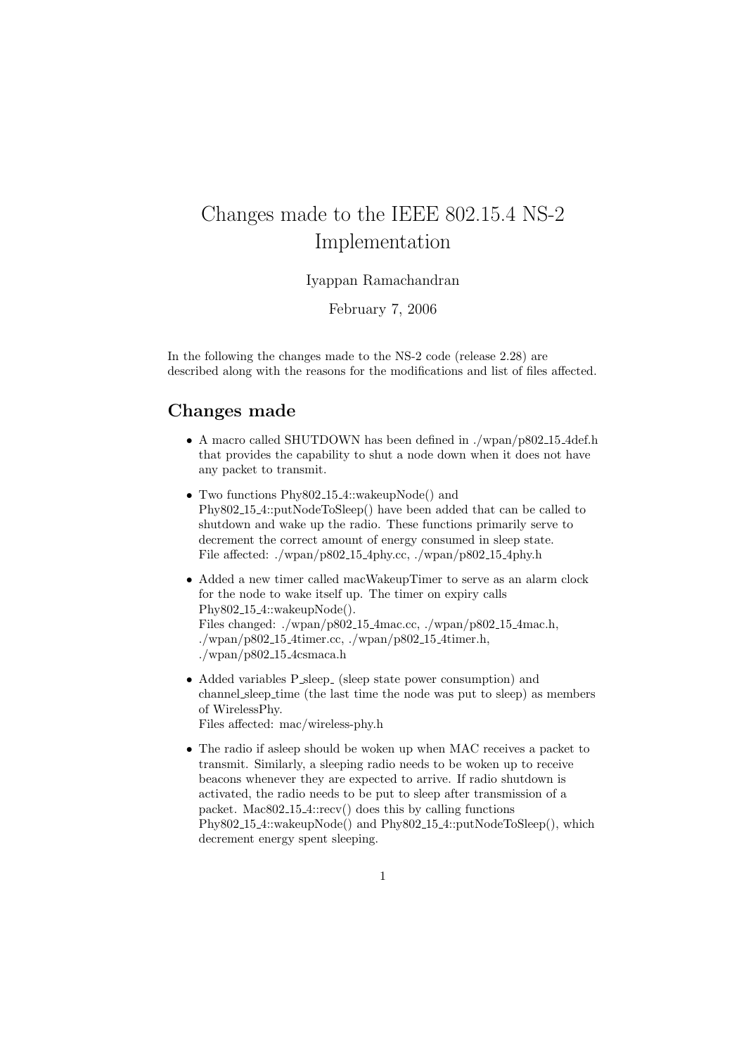# Changes made to the IEEE 802.15.4 NS-2 Implementation

Iyappan Ramachandran

February 7, 2006

In the following the changes made to the NS-2 code (release 2.28) are described along with the reasons for the modifications and list of files affected.

## Changes made

- A macro called SHUTDOWN has been defined in ./wpan/p802_15_4def.h that provides the capability to shut a node down when it does not have any packet to transmit.
- Two functions Phy802_15_4::wakeupNode() and Phy802_15_4::putNodeToSleep() have been added that can be called to shutdown and wake up the radio. These functions primarily serve to decrement the correct amount of energy consumed in sleep state.
  File affected: ./wpan/p802_15_4phy.cc, ./wpan/p802_15_4phy.h
- Added a new timer called macWakeupTimer to serve as an alarm clock for the node to wake itself up. The timer on expiry calls Phy802_15_4::wakeupNode().
  Files changed: ./wpan/p802_15_4mac.cc, ./wpan/p802_15_4mac.h, ./wpan/p802_15_4timer.cc, ./wpan/p802_15_4timer.h, ./wpan/p802_15_4csmaca.h
- Added variables P_sleep_ (sleep state power consumption) and channel_sleep_time (the last time the node was put to sleep) as members of WirelessPhy.
  Files affected: mac/wireless-phy.h
- The radio if asleep should be woken up when MAC receives a packet to transmit. Similarly, a sleeping radio needs to be woken up to receive beacons whenever they are expected to arrive. If radio shutdown is activated, the radio needs to be put to sleep after transmission of a packet. Mac802_15_4::recv() does this by calling functions Phy802_15_4::wakeupNode() and Phy802_15_4::putNodeToSleep(), which decrement energy spent sleeping.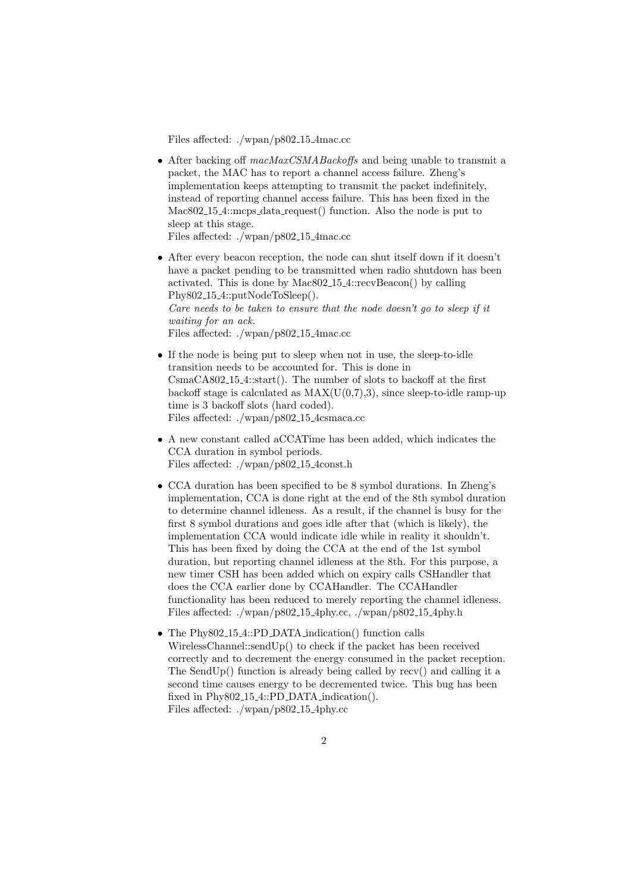Files affected: ./wpan/p802_15_4mac.cc

- After backing off *macMaxCSMABackoffs* and being unable to transmit a packet, the MAC has to report a channel access failure. Zheng's implementation keeps attempting to transmit the packet indefinitely, instead of reporting channel access failure. This has been fixed in the Mac802_15_4::mcps_data_request() function. Also the node is put to sleep at this stage.
  Files affected: ./wpan/p802_15_4mac.cc
- After every beacon reception, the node can shut itself down if it doesn't have a packet pending to be transmitted when radio shutdown has been activated. This is done by Mac802_15_4::recvBeacon() by calling Phy802_15_4::putNodeToSleep().
  *Care needs to be taken to ensure that the node doesn't go to sleep if it waiting for an ack.*
  Files affected: ./wpan/p802_15_4mac.cc
- If the node is being put to sleep when not in use, the sleep-to-idle transition needs to be accounted for. This is done in CsmaCA802_15_4::start(). The number of slots to backoff at the first backoff stage is calculated as MAX(U(0,7),3), since sleep-to-idle ramp-up time is 3 backoff slots (hard coded).
  Files affected: ./wpan/p802_15_4csmaca.cc
- A new constant called aCCATime has been added, which indicates the CCA duration in symbol periods.
  Files affected: ./wpan/p802_15_4const.h
- CCA duration has been specified to be 8 symbol durations. In Zheng's implementation, CCA is done right at the end of the 8th symbol duration to determine channel idleness. As a result, if the channel is busy for the first 8 symbol durations and goes idle after that (which is likely), the implementation CCA would indicate idle while in reality it shouldn't. This has been fixed by doing the CCA at the end of the 1st symbol duration, but reporting channel idleness at the 8th. For this purpose, a new timer CSH has been added which on expiry calls CSHandler that does the CCA earlier done by CCAHandler. The CCAHandler functionality has been reduced to merely reporting the channel idleness.
  Files affected: ./wpan/p802_15_4phy.cc, ./wpan/p802_15_4phy.h
- The Phy802_15_4::PD_DATA_indication() function calls WirelessChannel::sendUp() to check if the packet has been received correctly and to decrement the energy consumed in the packet reception. The SendUp() function is already being called by recv() and calling it a second time causes energy to be decremented twice. This bug has been fixed in Phy802_15_4::PD_DATA_indication().
  Files affected: ./wpan/p802_15_4phy.cc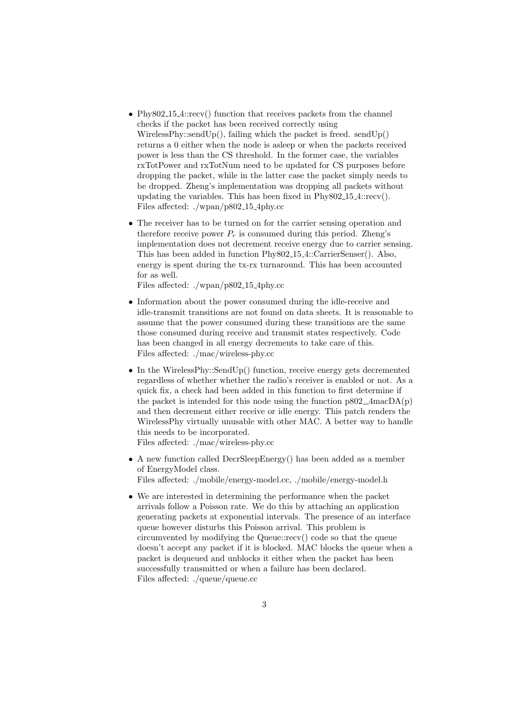- Phy802_15_4::recv() function that receives packets from the channel checks if the packet has been received correctly using WirelessPhy::sendUp(), failing which the packet is freed. sendUp() returns a 0 either when the node is asleep or when the packets received power is less than the CS threshold. In the former case, the variables rxTotPower and rxTotNum need to be updated for CS purposes before dropping the packet, while in the latter case the packet simply needs to be dropped. Zheng's implementation was dropping all packets without updating the variables. This has been fixed in Phy802_15_4::recv().
  Files affected: ./wpan/p802_15_4phy.cc

- The receiver has to be turned on for the carrier sensing operation and therefore receive power $P_r$ is consumed during this period. Zheng's implementation does not decrement receive energy due to carrier sensing. This has been added in function Phy802_15_4::CarrierSenser(). Also, energy is spent during the tx-rx turnaround. This has been accounted for as well.
  Files affected: ./wpan/p802_15_4phy.cc

- Information about the power consumed during the idle-receive and idle-transmit transitions are not found on data sheets. It is reasonable to assume that the power consumed during these transitions are the same those consumed during receive and transmit states respectively. Code has been changed in all energy decrements to take care of this.
  Files affected: ./mac/wireless-phy.cc

- In the WirelessPhy::SendUp() function, receive energy gets decremented regardless of whether whether the radio's receiver is enabled or not. As a quick fix, a check had been added in this function to first determine if the packet is intended for this node using the function p802__4macDA(p) and then decrement either receive or idle energy. This patch renders the WirelessPhy virtually unusable with other MAC. A better way to handle this needs to be incorporated.
  Files affected: ./mac/wireless-phy.cc

- A new function called DecrSleepEnergy() has been added as a member of EnergyModel class.
  Files affected: ./mobile/energy-model.cc, ./mobile/energy-model.h

- We are interested in determining the performance when the packet arrivals follow a Poisson rate. We do this by attaching an application generating packets at exponential intervals. The presence of an interface queue however disturbs this Poisson arrival. This problem is circumvented by modifying the Queue::recv() code so that the queue doesn't accept any packet if it is blocked. MAC blocks the queue when a packet is dequeued and unblocks it either when the packet has been successfully transmitted or when a failure has been declared.
  Files affected: ./queue/queue.cc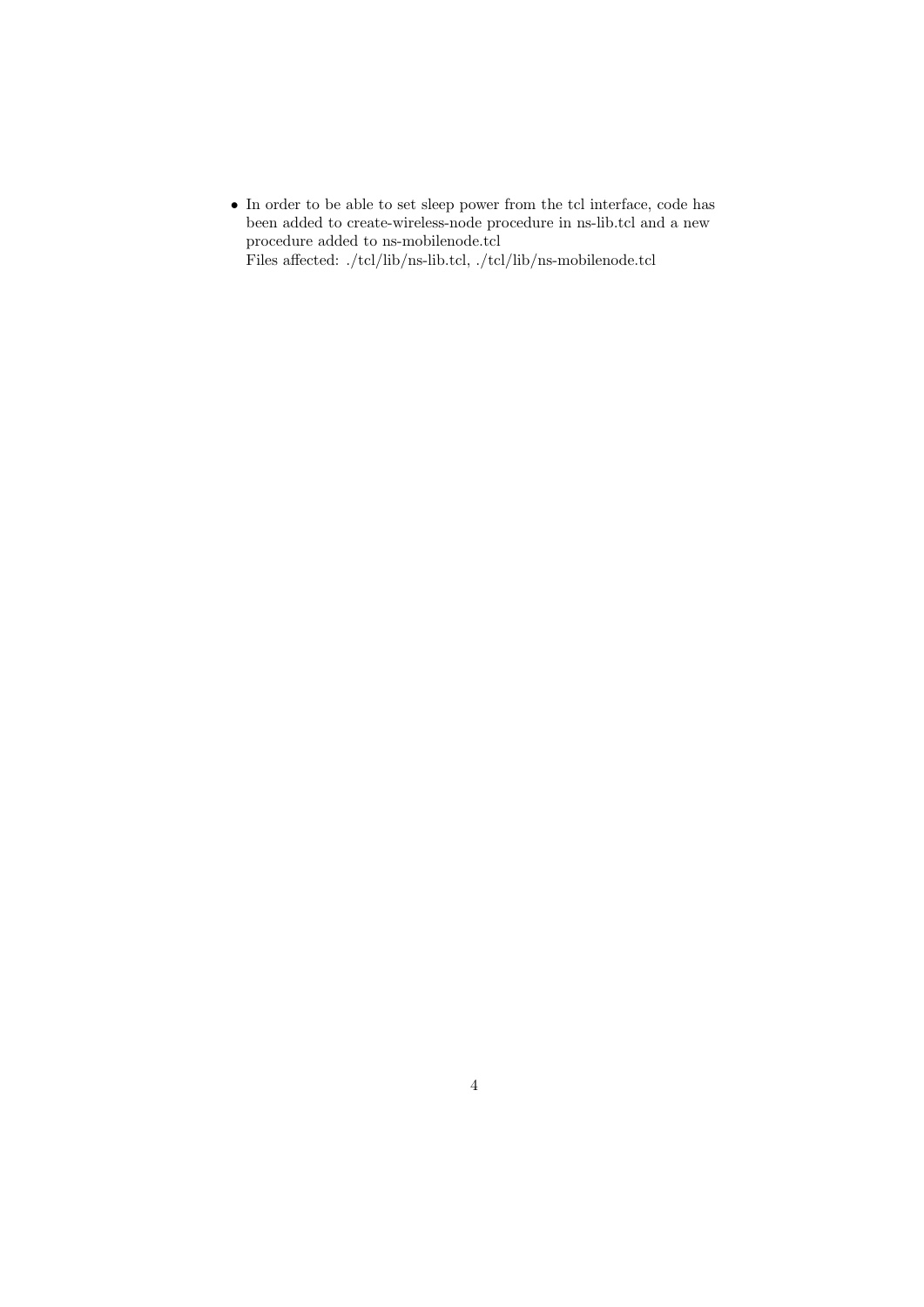- In order to be able to set sleep power from the tcl interface, code has been added to create-wireless-node procedure in ns-lib.tcl and a new procedure added to ns-mobilenode.tcl
  Files affected: ./tcl/lib/ns-lib.tcl, ./tcl/lib/ns-mobilenode.tcl